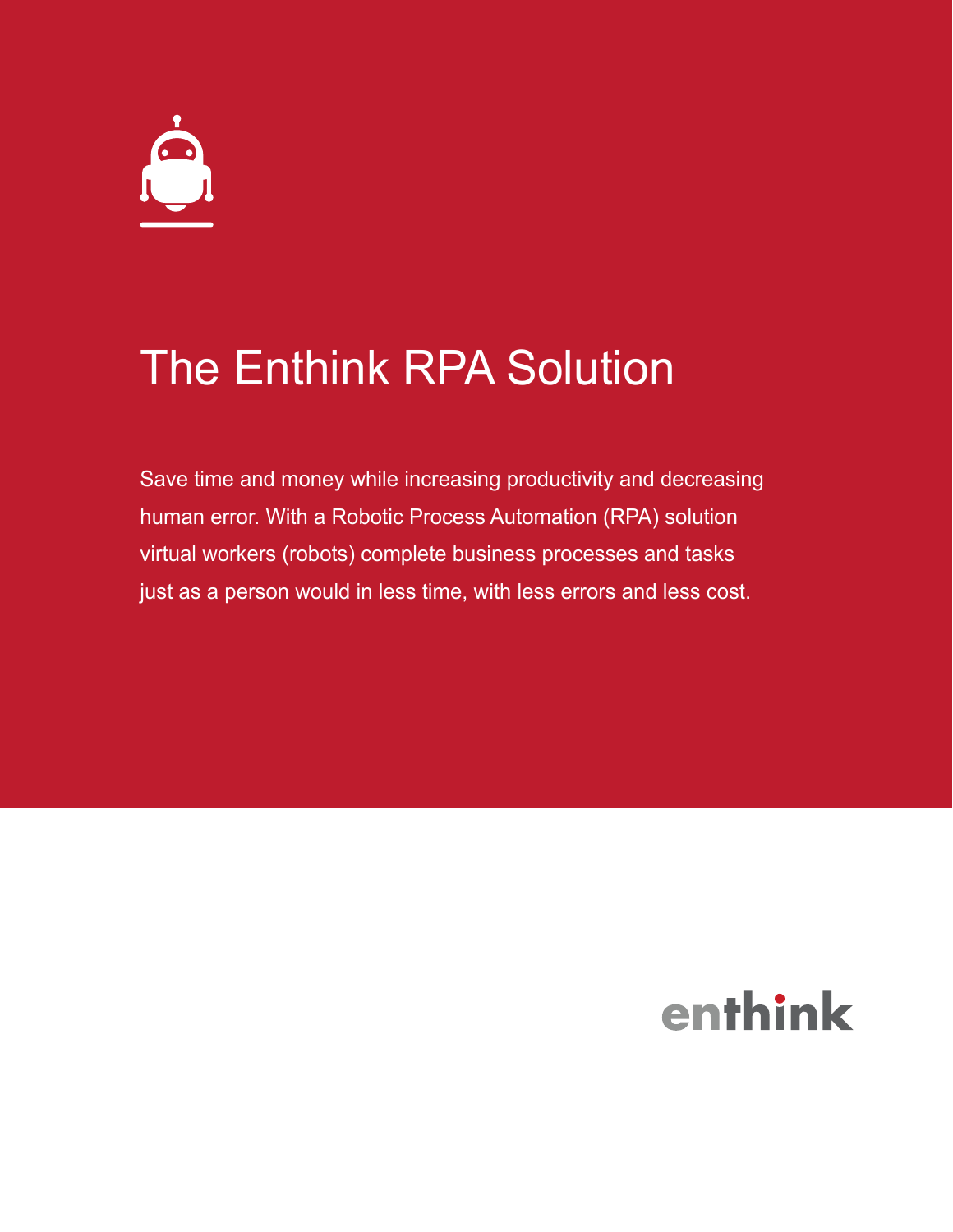# The Enthink RPA Solution

Save time and money while increasing productivity and decreasing human error. With a Robotic Process Automation (RPA) solution virtual workers (robots) complete business processes and tasks just as a person would in less time, with less errors and less cost.

enthink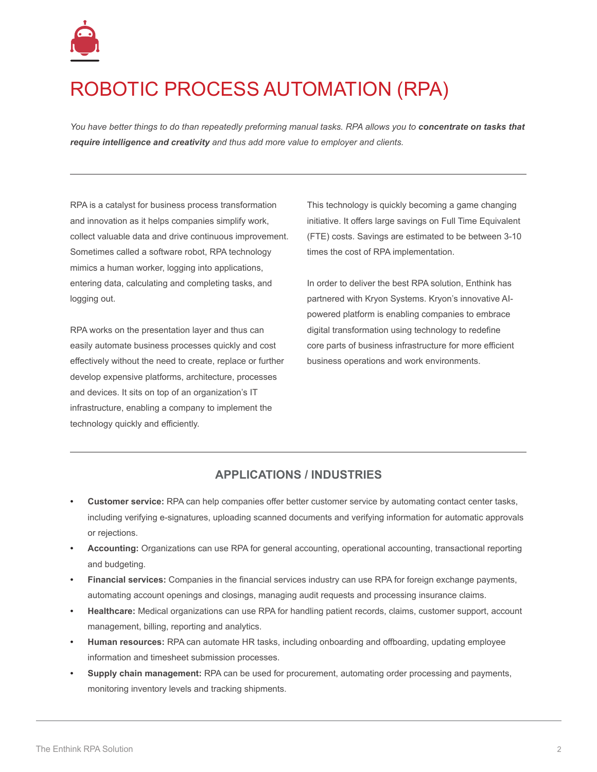# ROBOTIC PROCESS AUTOMATION (RPA)

*You have better things to do than repeatedly preforming manual tasks. RPA allows you to* ***concentrate on tasks that require intelligence and creativity*** *and thus add more value to employer and clients.*

---

RPA is a catalyst for business process transformation and innovation as it helps companies simplify work, collect valuable data and drive continuous improvement. Sometimes called a software robot, RPA technology mimics a human worker, logging into applications, entering data, calculating and completing tasks, and logging out.

RPA works on the presentation layer and thus can easily automate business processes quickly and cost effectively without the need to create, replace or further develop expensive platforms, architecture, processes and devices. It sits on top of an organization's IT infrastructure, enabling a company to implement the technology quickly and efficiently.

This technology is quickly becoming a game changing initiative. It offers large savings on Full Time Equivalent (FTE) costs. Savings are estimated to be between 3-10 times the cost of RPA implementation.

In order to deliver the best RPA solution, Enthink has partnered with Kryon Systems. Kryon's innovative AI-powered platform is enabling companies to embrace digital transformation using technology to redefine core parts of business infrastructure for more efficient business operations and work environments.

---

## APPLICATIONS / INDUSTRIES

- **Customer service:** RPA can help companies offer better customer service by automating contact center tasks, including verifying e-signatures, uploading scanned documents and verifying information for automatic approvals or rejections.
- **Accounting:** Organizations can use RPA for general accounting, operational accounting, transactional reporting and budgeting.
- **Financial services:** Companies in the financial services industry can use RPA for foreign exchange payments, automating account openings and closings, managing audit requests and processing insurance claims.
- **Healthcare:** Medical organizations can use RPA for handling patient records, claims, customer support, account management, billing, reporting and analytics.
- **Human resources:** RPA can automate HR tasks, including onboarding and offboarding, updating employee information and timesheet submission processes.
- **Supply chain management:** RPA can be used for procurement, automating order processing and payments, monitoring inventory levels and tracking shipments.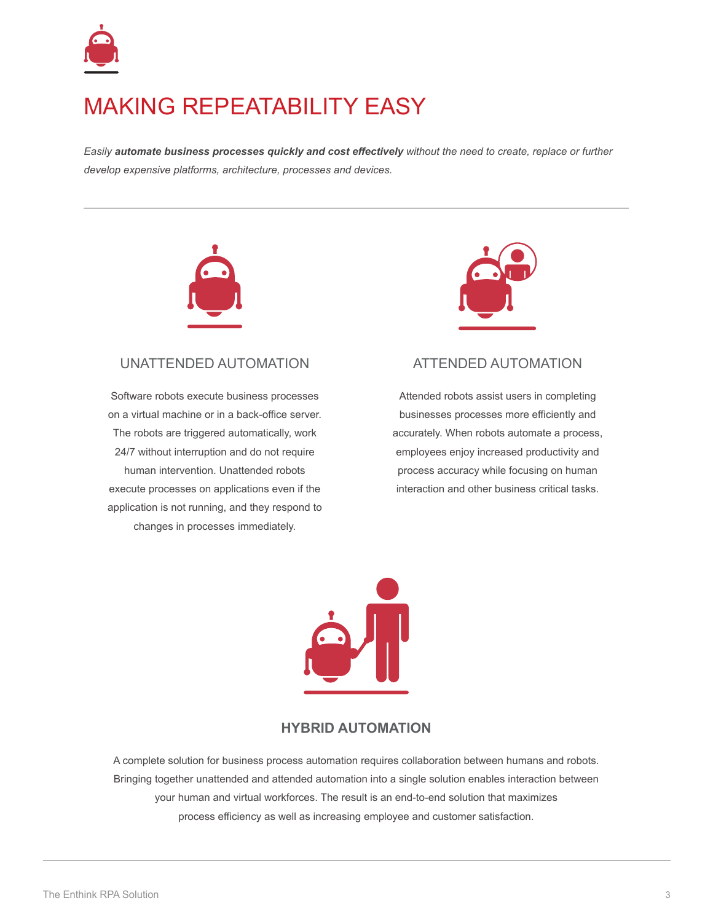# MAKING REPEATABILITY EASY

*Easily **automate business processes quickly and cost effectively** without the need to create, replace or further develop expensive platforms, architecture, processes and devices.*

---

## UNATTENDED AUTOMATION

Software robots execute business processes on a virtual machine or in a back-office server. The robots are triggered automatically, work 24/7 without interruption and do not require human intervention. Unattended robots execute processes on applications even if the application is not running, and they respond to changes in processes immediately.

## ATTENDED AUTOMATION

Attended robots assist users in completing businesses processes more efficiently and accurately. When robots automate a process, employees enjoy increased productivity and process accuracy while focusing on human interaction and other business critical tasks.

## HYBRID AUTOMATION

A complete solution for business process automation requires collaboration between humans and robots. Bringing together unattended and attended automation into a single solution enables interaction between your human and virtual workforces. The result is an end-to-end solution that maximizes process efficiency as well as increasing employee and customer satisfaction.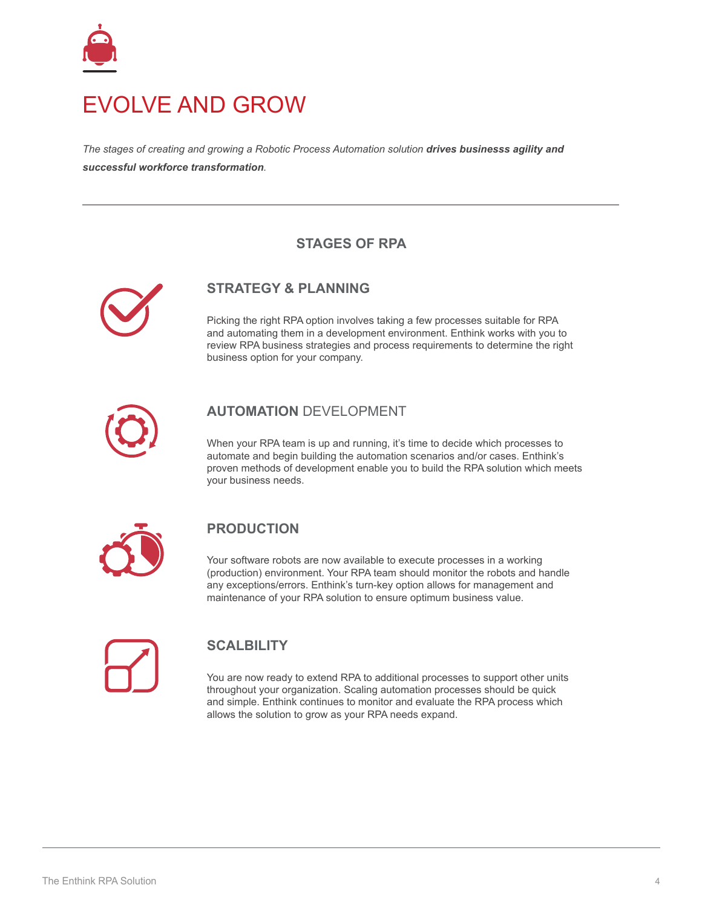# EVOLVE AND GROW

*The stages of creating and growing a Robotic Process Automation solution **drives businesss agility and successful workforce transformation**.*

---

## STAGES OF RPA

### STRATEGY & PLANNING

Picking the right RPA option involves taking a few processes suitable for RPA and automating them in a development environment. Enthink works with you to review RPA business strategies and process requirements to determine the right business option for your company.

### **AUTOMATION** DEVELOPMENT

When your RPA team is up and running, it's time to decide which processes to automate and begin building the automation scenarios and/or cases. Enthink's proven methods of development enable you to build the RPA solution which meets your business needs.

### PRODUCTION

Your software robots are now available to execute processes in a working (production) environment. Your RPA team should monitor the robots and handle any exceptions/errors. Enthink's turn-key option allows for management and maintenance of your RPA solution to ensure optimum business value.

### SCALBILITY

You are now ready to extend RPA to additional processes to support other units throughout your organization. Scaling automation processes should be quick and simple. Enthink continues to monitor and evaluate the RPA process which allows the solution to grow as your RPA needs expand.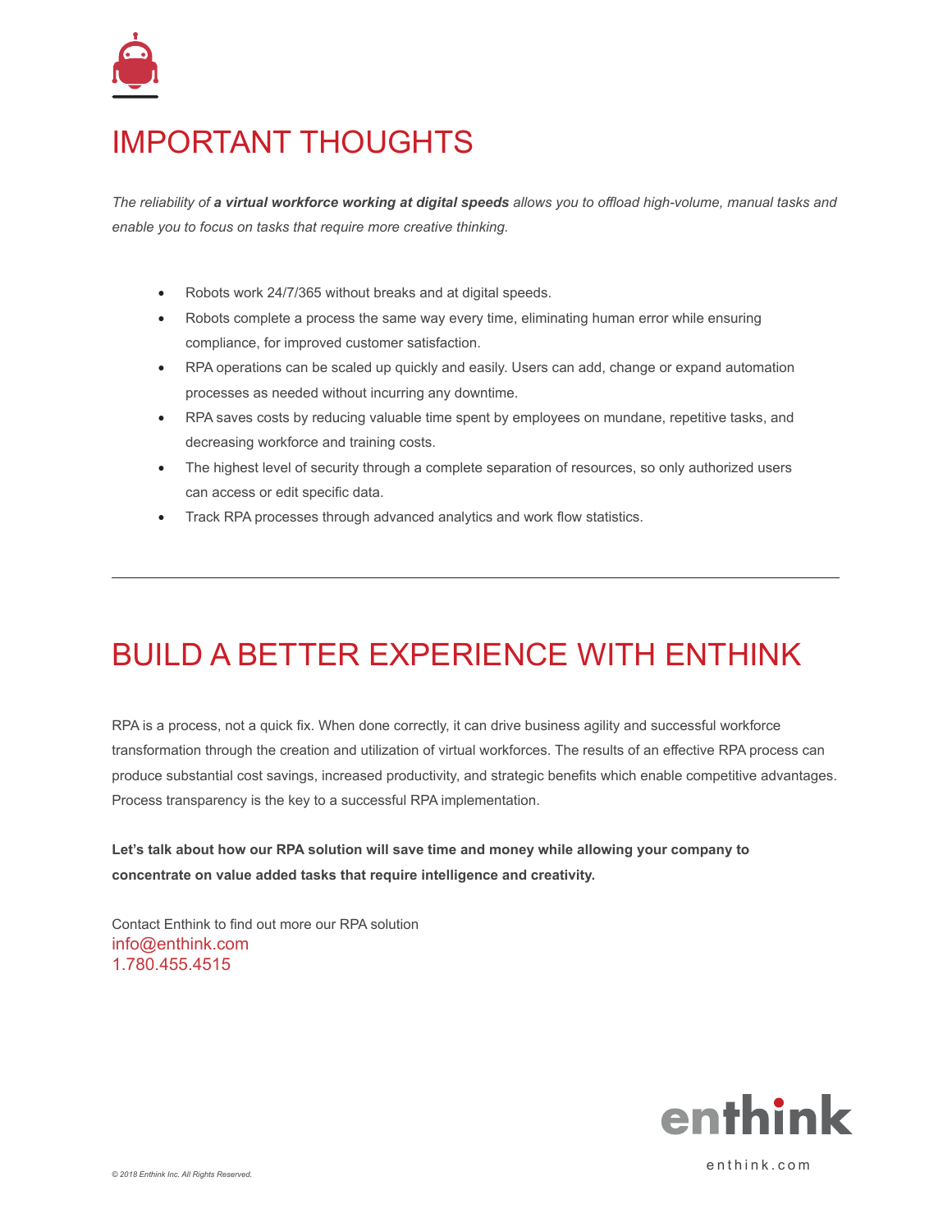# IMPORTANT THOUGHTS

*The reliability of **a virtual workforce working at digital speeds** allows you to offload high-volume, manual tasks and enable you to focus on tasks that require more creative thinking.*

- Robots work 24/7/365 without breaks and at digital speeds.
- Robots complete a process the same way every time, eliminating human error while ensuring compliance, for improved customer satisfaction.
- RPA operations can be scaled up quickly and easily. Users can add, change or expand automation processes as needed without incurring any downtime.
- RPA saves costs by reducing valuable time spent by employees on mundane, repetitive tasks, and decreasing workforce and training costs.
- The highest level of security through a complete separation of resources, so only authorized users can access or edit specific data.
- Track RPA processes through advanced analytics and work flow statistics.

---

# BUILD A BETTER EXPERIENCE WITH ENTHINK

RPA is a process, not a quick fix. When done correctly, it can drive business agility and successful workforce transformation through the creation and utilization of virtual workforces. The results of an effective RPA process can produce substantial cost savings, increased productivity, and strategic benefits which enable competitive advantages. Process transparency is the key to a successful RPA implementation.

**Let's talk about how our RPA solution will save time and money while allowing your company to concentrate on value added tasks that require intelligence and creativity.**

Contact Enthink to find out more our RPA solution
info@enthink.com
1.780.455.4515

enthink

enthink.com

*© 2018 Enthink Inc. All Rights Reserved.*